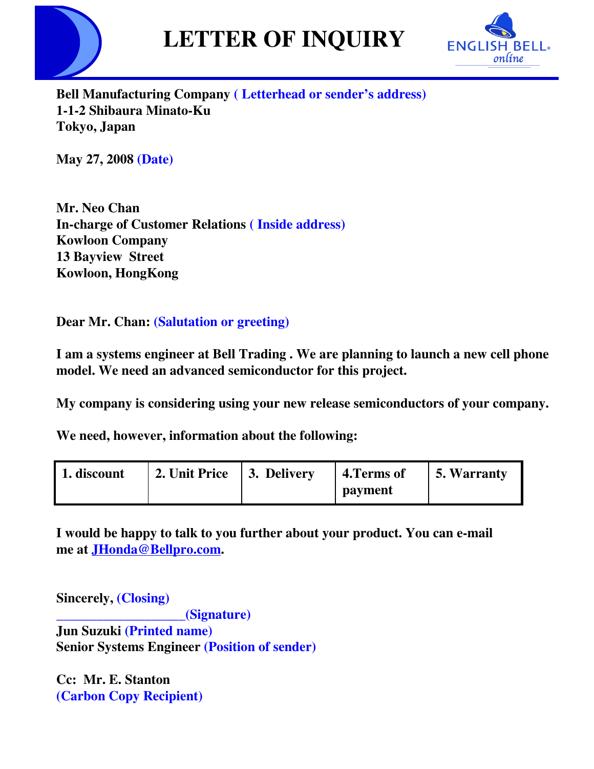# LETTER OF INQUIRY

**Bell Manufacturing Company ( Letterhead or sender's address)**
**1-1-2 Shibaura Minato-Ku**
**Tokyo, Japan**

**May 27, 2008 (Date)**

**Mr. Neo Chan**
**In-charge of Customer Relations ( Inside address)**
**Kowloon Company**
**13 Bayview Street**
**Kowloon, HongKong**

**Dear Mr. Chan: (Salutation or greeting)**

**I am a systems engineer at Bell Trading . We are planning to launch a new cell phone model. We need an advanced semiconductor for this project.**

**My company is considering using your new release semiconductors of your company.**

**We need, however, information about the following:**

| 1. discount | 2. Unit Price | 3. Delivery | 4.Terms of payment | 5. Warranty |
|---|---|---|---|---|

**I would be happy to talk to you further about your product. You can e-mail me at JHonda@Bellpro.com.**

**Sincerely, (Closing)**
**___________________(Signature)**
**Jun Suzuki (Printed name)**
**Senior Systems Engineer (Position of sender)**

**Cc: Mr. E. Stanton**
**(Carbon Copy Recipient)**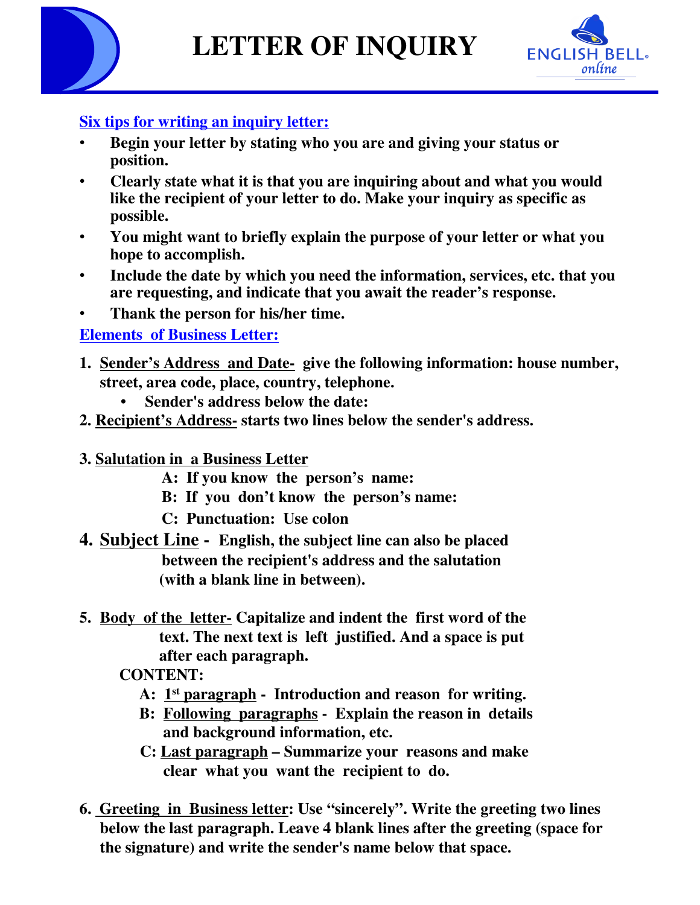# LETTER OF INQUIRY

ENGLISH BELL *online*

**Six tips for writing an inquiry letter:**

- **Begin your letter by stating who you are and giving your status or position.**
- **Clearly state what it is that you are inquiring about and what you would like the recipient of your letter to do. Make your inquiry as specific as possible.**
- **You might want to briefly explain the purpose of your letter or what you hope to accomplish.**
- **Include the date by which you need the information, services, etc. that you are requesting, and indicate that you await the reader's response.**
- **Thank the person for his/her time.**

**Elements of Business Letter:**

1. **Sender's Address and Date- give the following information: house number, street, area code, place, country, telephone.**
   - **Sender's address below the date:**
2. **Recipient's Address- starts two lines below the sender's address.**
3. **Salutation in a Business Letter**
   - **A: If you know the person's name:**
   - **B: If you don't know the person's name:**
   - **C: Punctuation: Use colon**
4. **Subject Line - English, the subject line can also be placed between the recipient's address and the salutation (with a blank line in between).**
5. **Body of the letter- Capitalize and indent the first word of the text. The next text is left justified. And a space is put after each paragraph.**

   **CONTENT:**
   - **A: 1st paragraph - Introduction and reason for writing.**
   - **B: Following paragraphs - Explain the reason in details and background information, etc.**
   - **C: Last paragraph – Summarize your reasons and make clear what you want the recipient to do.**
6. **Greeting in Business letter: Use "sincerely". Write the greeting two lines below the last paragraph. Leave 4 blank lines after the greeting (space for the signature) and write the sender's name below that space.**